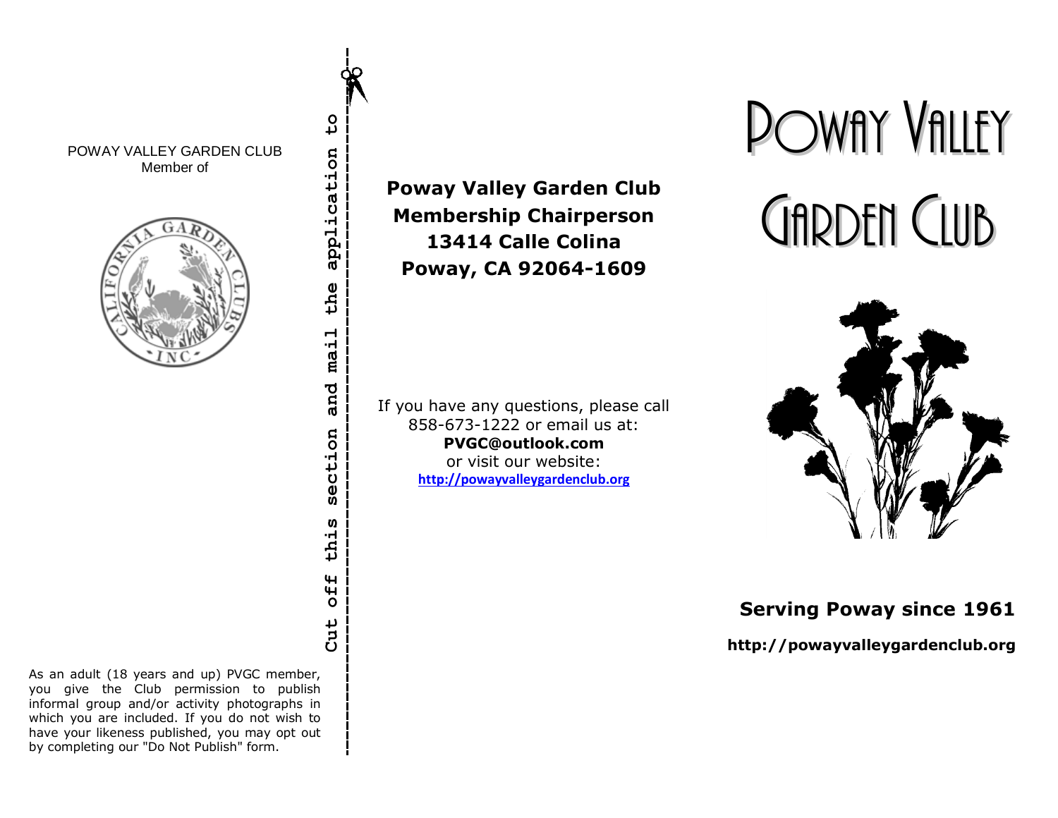POWAY VALLEY GARDEN CLUB
Member of

As an adult (18 years and up) PVGC member, you give the Club permission to publish informal group and/or activity photographs in which you are included. If you do not wish to have your likeness published, you may opt out by completing our "Do Not Publish" form.

Cut off this section and mail the application to

**Poway Valley Garden Club**
**Membership Chairperson**
**13414 Calle Colina**
**Poway, CA 92064-1609**

If you have any questions, please call 858-673-1222 or email us at:
**PVGC@outlook.com**
or visit our website:
**http://powayvalleygardenclub.org**

# Poway Valley Garden Club

**Serving Poway since 1961**

**http://powayvalleygardenclub.org**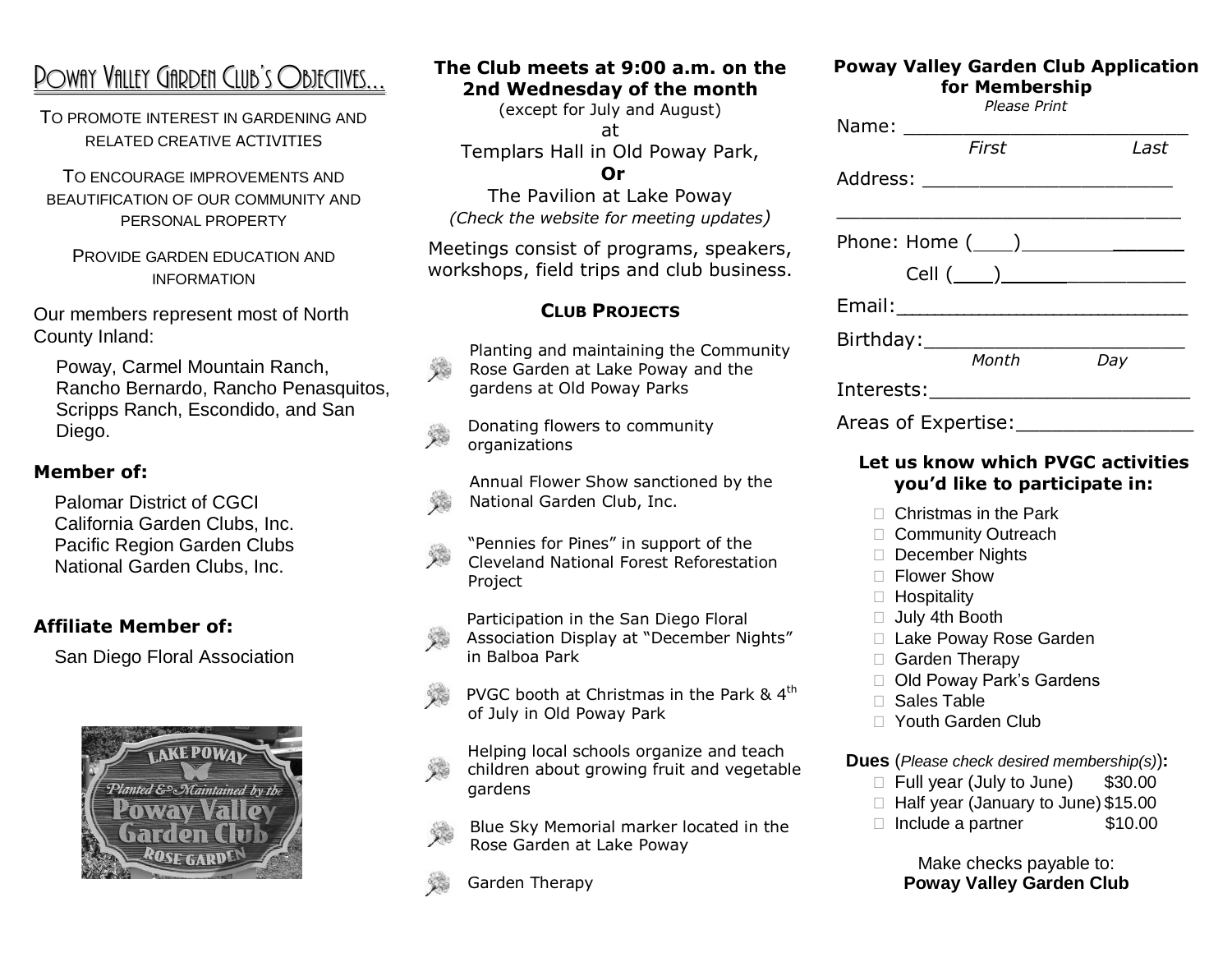# Poway Valley Garden Club's Objectives...

To promote interest in gardening and related creative activities

To encourage improvements and beautification of our community and personal property

Provide garden education and information

Our members represent most of North County Inland:

Poway, Carmel Mountain Ranch, Rancho Bernardo, Rancho Penasquitos, Scripps Ranch, Escondido, and San Diego.

**Member of:**

Palomar District of CGCI
California Garden Clubs, Inc.
Pacific Region Garden Clubs
National Garden Clubs, Inc.

**Affiliate Member of:**

San Diego Floral Association

**The Club meets at 9:00 a.m. on the 2nd Wednesday of the month**

(except for July and August)

at

Templars Hall in Old Poway Park,

**Or**

The Pavilion at Lake Poway

*(Check the website for meeting updates)*

Meetings consist of programs, speakers, workshops, field trips and club business.

### Club Projects

- Planting and maintaining the Community Rose Garden at Lake Poway and the gardens at Old Poway Parks
- Donating flowers to community organizations
- Annual Flower Show sanctioned by the National Garden Club, Inc.
- "Pennies for Pines" in support of the Cleveland National Forest Reforestation Project
- Participation in the San Diego Floral Association Display at "December Nights" in Balboa Park
- PVGC booth at Christmas in the Park & 4th of July in Old Poway Park
- Helping local schools organize and teach children about growing fruit and vegetable gardens
- Blue Sky Memorial marker located in the Rose Garden at Lake Poway
- Garden Therapy

**Poway Valley Garden Club Application for Membership**

*Please Print*

Name: ___________________________
*First* *Last*

Address: ________________________

_________________________________

Phone: Home (___)_______________

Cell (___)_______________

Email:___________________________

Birthday:________________________
*Month* *Day*

Interests:_______________________

Areas of Expertise:_______________

**Let us know which PVGC activities you'd like to participate in:**

- ☐ Christmas in the Park
- ☐ Community Outreach
- ☐ December Nights
- ☐ Flower Show
- ☐ Hospitality
- ☐ July 4th Booth
- ☐ Lake Poway Rose Garden
- ☐ Garden Therapy
- ☐ Old Poway Park's Gardens
- ☐ Sales Table
- ☐ Youth Garden Club

**Dues** (*Please check desired membership(s)*)**:**

- ☐ Full year (July to June) $30.00
- ☐ Half year (January to June) $15.00
- ☐ Include a partner $10.00

Make checks payable to:
**Poway Valley Garden Club**